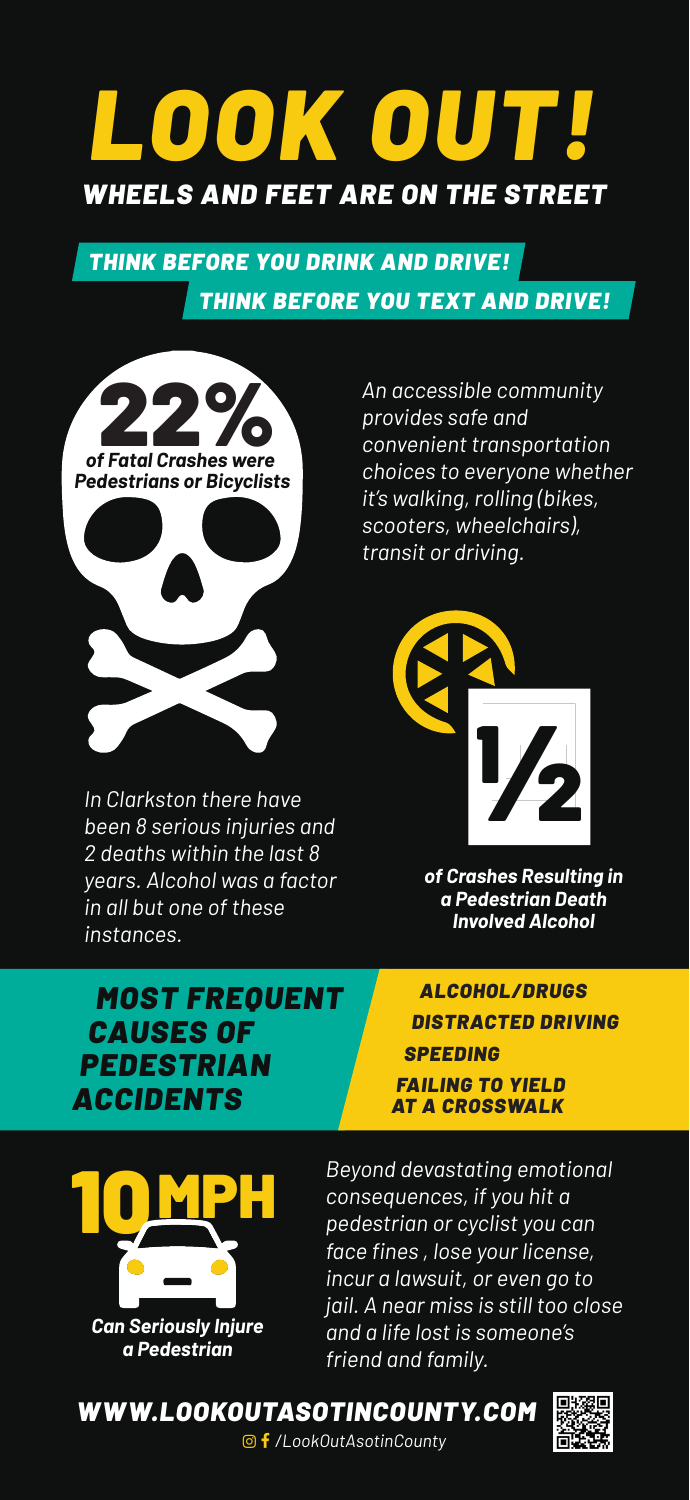# LOOK OUT!

## WHEELS AND FEET ARE ON THE STREET

**THINK BEFORE YOU DRINK AND DRIVE!**

**THINK BEFORE YOU TEXT AND DRIVE!**

**22%** *of Fatal Crashes were Pedestrians or Bicyclists*

*An accessible community provides safe and convenient transportation choices to everyone whether it's walking, rolling (bikes, scooters, wheelchairs), transit or driving.*

*In Clarkston there have been 8 serious injuries and 2 deaths within the last 8 years. Alcohol was a factor in all but one of these instances.*

**1/2** *of Crashes Resulting in a Pedestrian Death Involved Alcohol*

### MOST FREQUENT CAUSES OF PEDESTRIAN ACCIDENTS

- ALCOHOL/DRUGS
- DISTRACTED DRIVING
- SPEEDING
- FAILING TO YIELD AT A CROSSWALK

**10 MPH** *Can Seriously Injure a Pedestrian*

*Beyond devastating emotional consequences, if you hit a pedestrian or cyclist you can face fines , lose your license, incur a lawsuit, or even go to jail. A near miss is still too close and a life lost is someone's friend and family.*

**WWW.LOOKOUTASOTINCOUNTY.COM**

/LookOutAsotinCounty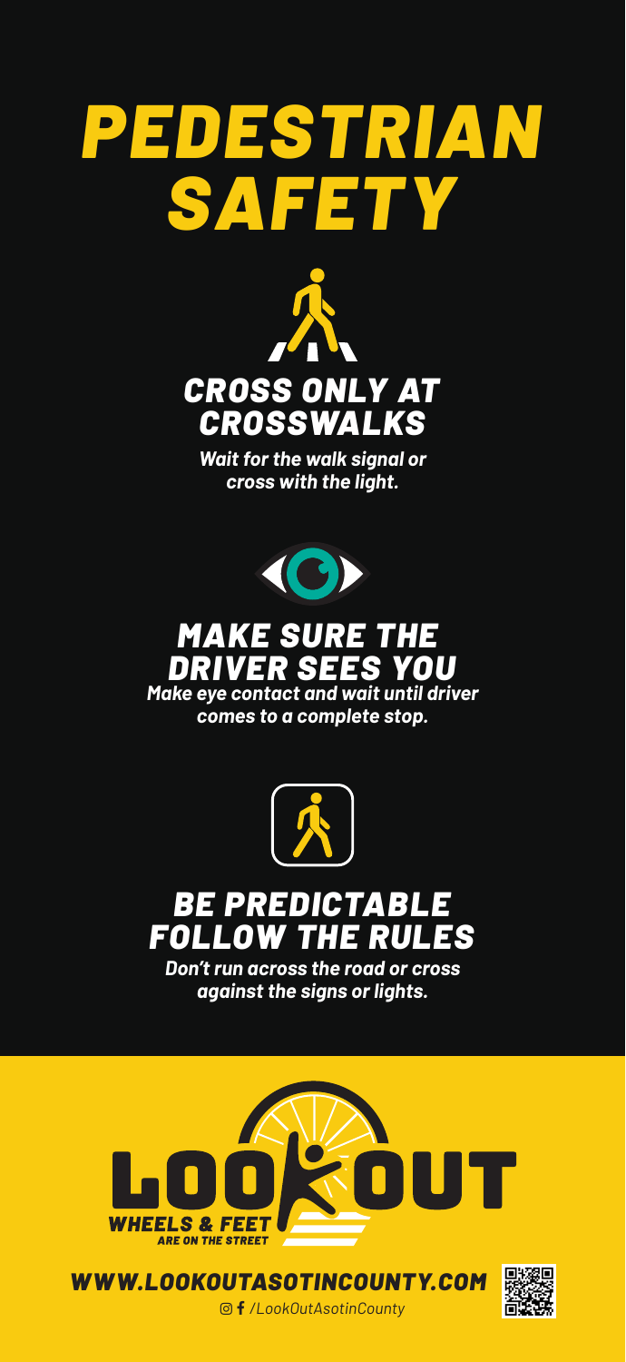# PEDESTRIAN SAFETY

## CROSS ONLY AT CROSSWALKS

*Wait for the walk signal or cross with the light.*

## MAKE SURE THE DRIVER SEES YOU

*Make eye contact and wait until driver comes to a complete stop.*

## BE PREDICTABLE FOLLOW THE RULES

*Don't run across the road or cross against the signs or lights.*

LOOKOUT

WHEELS & FEET ARE ON THE STREET

**WWW.LOOKOUTASOTINCOUNTY.COM**

/LookOutAsotinCounty